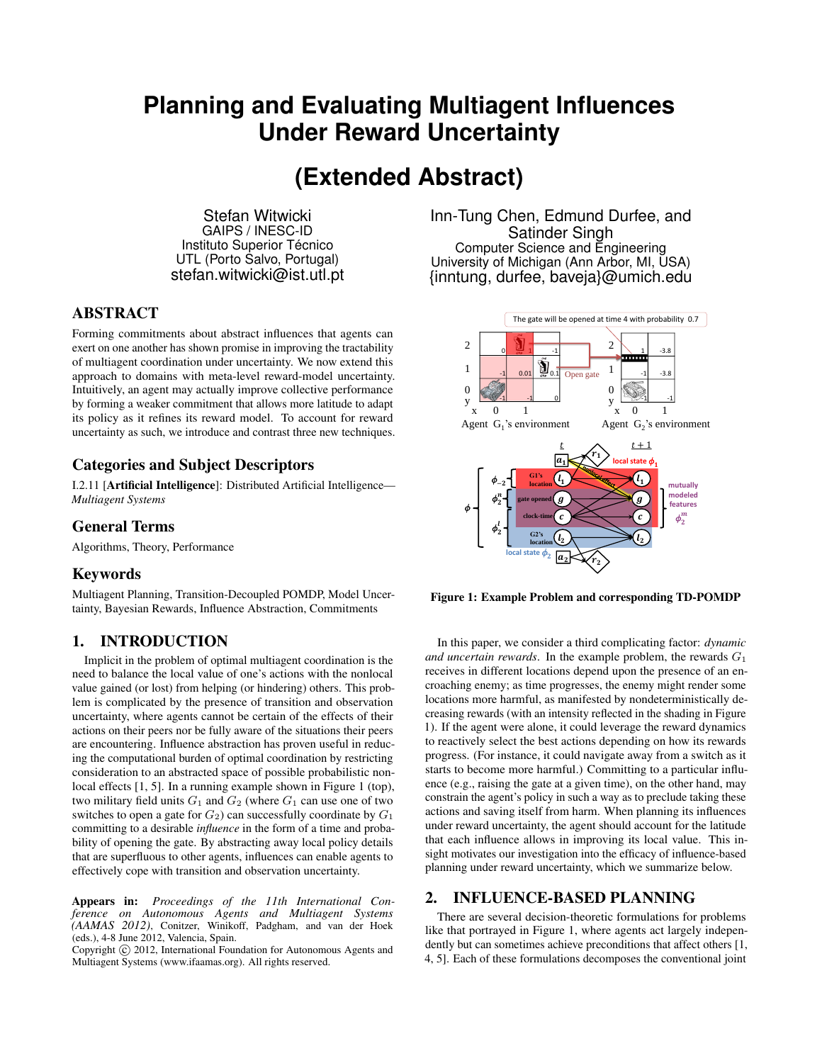# Planning and Evaluating Multiagent Influences Under Reward Uncertainty

# (Extended Abstract)

Stefan Witwicki
GAIPS / INESC-ID
Instituto Superior Técnico
UTL (Porto Salvo, Portugal)
stefan.witwicki@ist.utl.pt

Inn-Tung Chen, Edmund Durfee, and Satinder Singh
Computer Science and Engineering
University of Michigan (Ann Arbor, MI, USA)
{inntung, durfee, baveja}@umich.edu

## ABSTRACT

Forming commitments about abstract influences that agents can exert on one another has shown promise in improving the tractability of multiagent coordination under uncertainty. We now extend this approach to domains with meta-level reward-model uncertainty. Intuitively, an agent may actually improve collective performance by forming a weaker commitment that allows more latitude to adapt its policy as it refines its reward model. To account for reward uncertainty as such, we introduce and contrast three new techniques.

## Categories and Subject Descriptors

I.2.11 [**Artificial Intelligence**]: Distributed Artificial Intelligence—*Multiagent Systems*

## General Terms

Algorithms, Theory, Performance

## Keywords

Multiagent Planning, Transition-Decoupled POMDP, Model Uncertainty, Bayesian Rewards, Influence Abstraction, Commitments

## 1. INTRODUCTION

Implicit in the problem of optimal multiagent coordination is the need to balance the local value of one's actions with the nonlocal value gained (or lost) from helping (or hindering) others. This problem is complicated by the presence of transition and observation uncertainty, where agents cannot be certain of the effects of their actions on their peers nor be fully aware of the situations their peers are encountering. Influence abstraction has proven useful in reducing the computational burden of optimal coordination by restricting consideration to an abstracted space of possible probabilistic nonlocal effects [1, 5]. In a running example shown in Figure 1 (top), two military field units $G_1$ and $G_2$ (where $G_1$ can use one of two switches to open a gate for $G_2$) can successfully coordinate by $G_1$ committing to a desirable *influence* in the form of a time and probability of opening the gate. By abstracting away local policy details that are superfluous to other agents, influences can enable agents to effectively cope with transition and observation uncertainty.

**Figure 1: Example Problem and corresponding TD-POMDP**

In this paper, we consider a third complicating factor: *dynamic and uncertain rewards*. In the example problem, the rewards $G_1$ receives in different locations depend upon the presence of an encroaching enemy; as time progresses, the enemy might render some locations more harmful, as manifested by nondeterministically decreasing rewards (with an intensity reflected in the shading in Figure 1). If the agent were alone, it could leverage the reward dynamics to reactively select the best actions depending on how its rewards progress. (For instance, it could navigate away from a switch as it starts to become more harmful.) Committing to a particular influence (e.g., raising the gate at a given time), on the other hand, may constrain the agent's policy in such a way as to preclude taking these actions and saving itself from harm. When planning its influences under reward uncertainty, the agent should account for the latitude that each influence allows in improving its local value. This insight motivates our investigation into the efficacy of influence-based planning under reward uncertainty, which we summarize below.

## 2. INFLUENCE-BASED PLANNING

There are several decision-theoretic formulations for problems like that portrayed in Figure 1, where agents act largely independently but can sometimes achieve preconditions that affect others [1, 4, 5]. Each of these formulations decomposes the conventional joint

**Appears in:** *Proceedings of the 11th International Conference on Autonomous Agents and Multiagent Systems (AAMAS 2012)*, Conitzer, Winikoff, Padgham, and van der Hoek (eds.), 4-8 June 2012, Valencia, Spain.
Copyright © 2012, International Foundation for Autonomous Agents and Multiagent Systems (www.ifaamas.org). All rights reserved.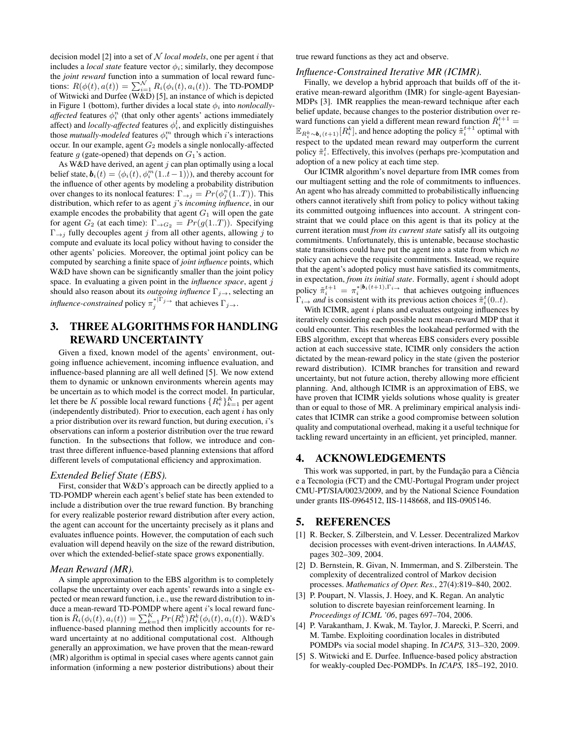decision model [2] into a set of $\mathcal{N}$ *local models*, one per agent $i$ that includes a *local state* feature vector $\phi_i$; similarly, they decompose the *joint reward* function into a summation of local reward functions: $R(\phi(t), a(t)) = \sum_{i=1}^{\mathcal{N}} R_i(\phi_i(t), a_i(t))$. The TD-POMDP of Witwicki and Durfee (W&D) [5], an instance of which is depicted in Figure 1 (bottom), further divides a local state $\phi_i$ into *nonlocally-affected* features $\phi_i^n$ (that only other agents' actions immediately affect) and *locally-affected* features $\phi_i^l$, and explicitly distinguishes those *mutually-modeled* features $\phi_i^m$ through which $i$'s interactions occur. In our example, agent $G_2$ models a single nonlocally-affected feature $g$ (gate-opened) that depends on $G_1$'s action.

As W&D have derived, an agent $j$ can plan optimally using a local belief state, $\boldsymbol{b}_i(t) = \langle \phi_i(t), \phi_i^m(1..t-1) \rangle$), and thereby account for the influence of other agents by modeling a probability distribution over changes to its nonlocal features: $\Gamma_{\rightarrow j} = Pr(\phi_j^n(1..T))$. This distribution, which refer to as agent $j$'s *incoming influence*, in our example encodes the probability that agent $G_1$ will open the gate for agent $G_2$ (at each time): $\Gamma_{\rightarrow G_2} = Pr(g(1..T))$. Specifying $\Gamma_{\rightarrow j}$ fully decouples agent $j$ from all other agents, allowing $j$ to compute and evaluate its local policy without having to consider the other agents' policies. Moreover, the optimal joint policy can be computed by searching a finite space of *joint influence* points, which W&D have shown can be significantly smaller than the joint policy space. In evaluating a given point in the *influence space*, agent $j$ should also reason about its *outgoing influence* $\Gamma_{j\rightarrow}$, selecting an *influence-constrained* policy $\pi_j^{*|\Gamma_{j\rightarrow}}$ that achieves $\Gamma_{j\rightarrow}$.

## 3. THREE ALGORITHMS FOR HANDLING REWARD UNCERTAINTY

Given a fixed, known model of the agents' environment, outgoing influence achievement, incoming influence evaluation, and influence-based planning are all well defined [5]. We now extend them to dynamic or unknown environments wherein agents may be uncertain as to which model is the correct model. In particular, let there be $K$ possible local reward functions $\{R_i^k\}_{k=1}^K$ per agent (independently distributed). Prior to execution, each agent $i$ has only a prior distribution over its reward function, but during execution, $i$'s observations can inform a posterior distribution over the true reward function. In the subsections that follow, we introduce and contrast three different influence-based planning extensions that afford different levels of computational efficiency and approximation.

### *Extended Belief State (EBS).*

First, consider that W&D's approach can be directly applied to a TD-POMDP wherein each agent's belief state has been extended to include a distribution over the true reward function. By branching for every realizable posterior reward distribution after every action, the agent can account for the uncertainty precisely as it plans and evaluates influence points. However, the computation of each such evaluation will depend heavily on the size of the reward distribution, over which the extended-belief-state space grows exponentially.

### *Mean Reward (MR).*

A simple approximation to the EBS algorithm is to completely collapse the uncertainty over each agents' rewards into a single expected or mean reward function, i.e., use the reward distribution to induce a mean-reward TD-POMDP where agent $i$'s local reward function is $\bar{R}_i(\phi_i(t), a_i(t)) = \sum_{k=1}^K Pr(R_i^k) R_i^k(\phi_i(t), a_i(t))$. W&D's influence-based planning method then implicitly accounts for reward uncertainty at no additional computational cost. Although generally an approximation, we have proven that the mean-reward (MR) algorithm is optimal in special cases where agents cannot gain information (informing a new posterior distributions) about their true reward functions as they act and observe.

### *Influence-Constrained Iterative MR (ICIMR).*

Finally, we develop a hybrid approach that builds off of the iterative mean-reward algorithm (IMR) for single-agent Bayesian-MDPs [3]. IMR reapplies the mean-reward technique after each belief update, because changes to the posterior distribution over reward functions can yield a different mean reward function $\bar{R}_i^{t+1} = \mathbb{E}_{R_i^k \sim \boldsymbol{b}_i(t+1)}[R_i^k]$, and hence adopting the policy $\tilde{\pi}_i^{t+1}$ optimal with respect to the updated mean reward may outperform the current policy $\tilde{\pi}_i^t$. Effectively, this involves (perhaps pre-)computation and adoption of a new policy at each time step.

Our ICIMR algorithm's novel departure from IMR comes from our multiagent setting and the role of commitments to influences. An agent who has already committed to probabilistically influencing others cannot iteratively shift from policy to policy without taking its committed outgoing influences into account. A stringent constraint that we could place on this agent is that its policy at the current iteration must *from its current state* satisfy all its outgoing commitments. Unfortunately, this is untenable, because stochastic state transitions could have put the agent into a state from which *no* policy can achieve the requisite commitments. Instead, we require that the agent's adopted policy must have satisfied its commitments, in expectation, *from its initial state*. Formally, agent $i$ should adopt policy $\tilde{\pi}_i^{t+1} = \pi_i^{*|\boldsymbol{b}_i(t+1), \Gamma_{i\rightarrow}}$ that achieves outgoing influences $\Gamma_{i\rightarrow}$ *and* is consistent with its previous action choices $\tilde{\pi}_i^t(0..t)$.

With ICIMR, agent $i$ plans and evaluates outgoing influences by iteratively considering each possible next mean-reward MDP that it could encounter. This resembles the lookahead performed with the EBS algorithm, except that whereas EBS considers every possible action at each successive state, ICIMR only considers the action dictated by the mean-reward policy in the state (given the posterior reward distribution). ICIMR branches for transition and reward uncertainty, but not future action, thereby allowing more efficient planning. And, although ICIMR is an approximation of EBS, we have proven that ICIMR yields solutions whose quality is greater than or equal to those of MR. A preliminary empirical analysis indicates that ICIMR can strike a good compromise between solution quality and computational overhead, making it a useful technique for tackling reward uncertainty in an efficient, yet principled, manner.

## 4. ACKNOWLEDGEMENTS

This work was supported, in part, by the Fundação para a Ciência e a Tecnologia (FCT) and the CMU-Portugal Program under project CMU-PT/SIA/0023/2009, and by the National Science Foundation under grants IIS-0964512, IIS-1148668, and IIS-0905146.

## 5. REFERENCES

[1] R. Becker, S. Zilberstein, and V. Lesser. Decentralized Markov decision processes with event-driven interactions. In *AAMAS*, pages 302–309, 2004.

[2] D. Bernstein, R. Givan, N. Immerman, and S. Zilberstein. The complexity of decentralized control of Markov decision processes. *Mathematics of Oper. Res.*, 27(4):819–840, 2002.

[3] P. Poupart, N. Vlassis, J. Hoey, and K. Regan. An analytic solution to discrete bayesian reinforcement learning. In *Proceedings of ICML '06*, pages 697–704, 2006.

[4] P. Varakantham, J. Kwak, M. Taylor, J. Marecki, P. Scerri, and M. Tambe. Exploiting coordination locales in distributed POMDPs via social model shaping. In *ICAPS,* 313–320, 2009.

[5] S. Witwicki and E. Durfee. Influence-based policy abstraction for weakly-coupled Dec-POMDPs. In *ICAPS,* 185–192, 2010.